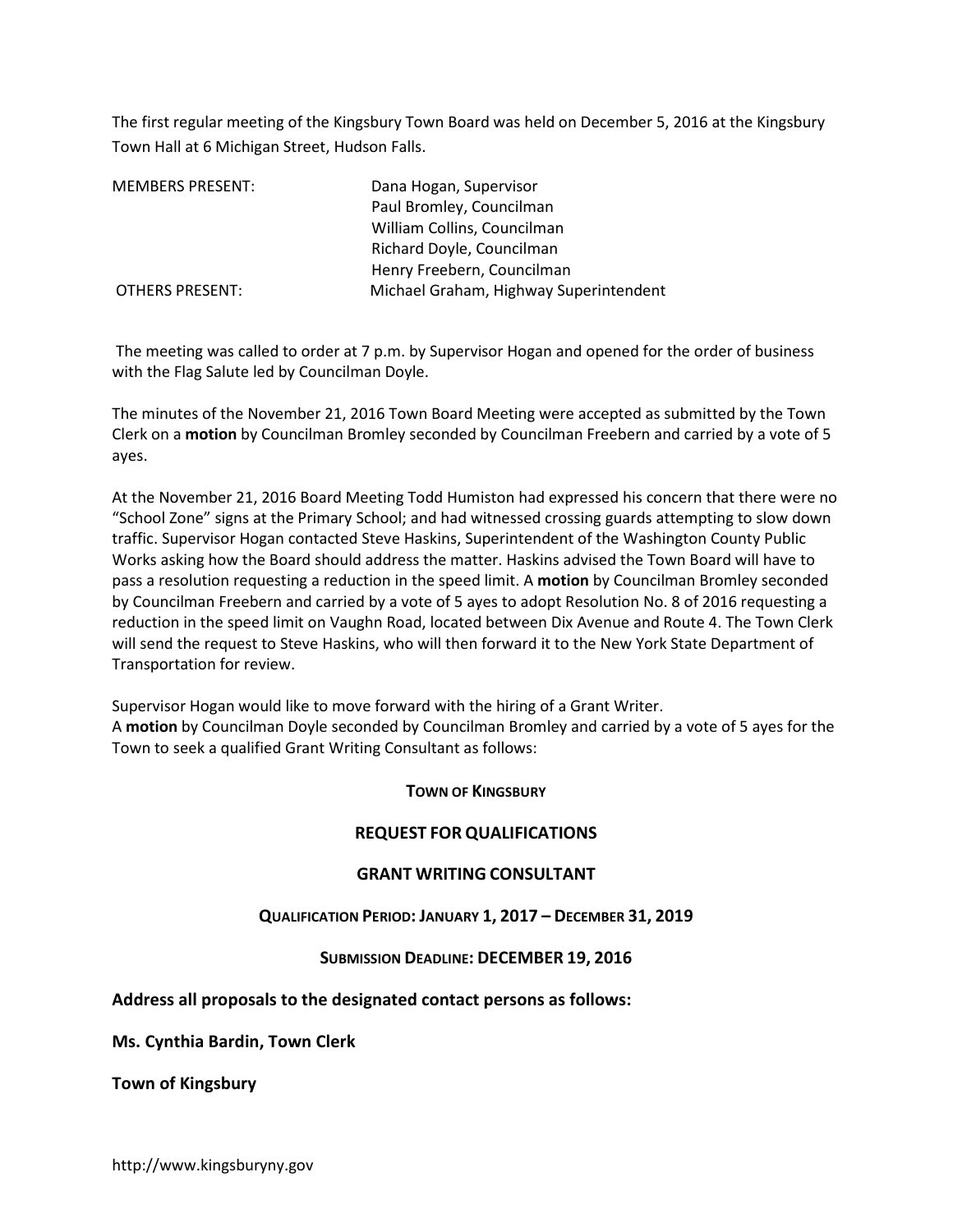The first regular meeting of the Kingsbury Town Board was held on December 5, 2016 at the Kingsbury Town Hall at 6 Michigan Street, Hudson Falls.

| | |
|---|---|
| MEMBERS PRESENT: | Dana Hogan, Supervisor |
| | Paul Bromley, Councilman |
| | William Collins, Councilman |
| | Richard Doyle, Councilman |
| | Henry Freebern, Councilman |
| OTHERS PRESENT: | Michael Graham, Highway Superintendent |

The meeting was called to order at 7 p.m. by Supervisor Hogan and opened for the order of business with the Flag Salute led by Councilman Doyle.

The minutes of the November 21, 2016 Town Board Meeting were accepted as submitted by the Town Clerk on a **motion** by Councilman Bromley seconded by Councilman Freebern and carried by a vote of 5 ayes.

At the November 21, 2016 Board Meeting Todd Humiston had expressed his concern that there were no "School Zone" signs at the Primary School; and had witnessed crossing guards attempting to slow down traffic. Supervisor Hogan contacted Steve Haskins, Superintendent of the Washington County Public Works asking how the Board should address the matter. Haskins advised the Town Board will have to pass a resolution requesting a reduction in the speed limit. A **motion** by Councilman Bromley seconded by Councilman Freebern and carried by a vote of 5 ayes to adopt Resolution No. 8 of 2016 requesting a reduction in the speed limit on Vaughn Road, located between Dix Avenue and Route 4. The Town Clerk will send the request to Steve Haskins, who will then forward it to the New York State Department of Transportation for review.

Supervisor Hogan would like to move forward with the hiring of a Grant Writer.
A **motion** by Councilman Doyle seconded by Councilman Bromley and carried by a vote of 5 ayes for the Town to seek a qualified Grant Writing Consultant as follows:

**TOWN OF KINGSBURY**

**REQUEST FOR QUALIFICATIONS**

**GRANT WRITING CONSULTANT**

**QUALIFICATION PERIOD: JANUARY 1, 2017 – DECEMBER 31, 2019**

**SUBMISSION DEADLINE: DECEMBER 19, 2016**

**Address all proposals to the designated contact persons as follows:**

**Ms. Cynthia Bardin, Town Clerk**

**Town of Kingsbury**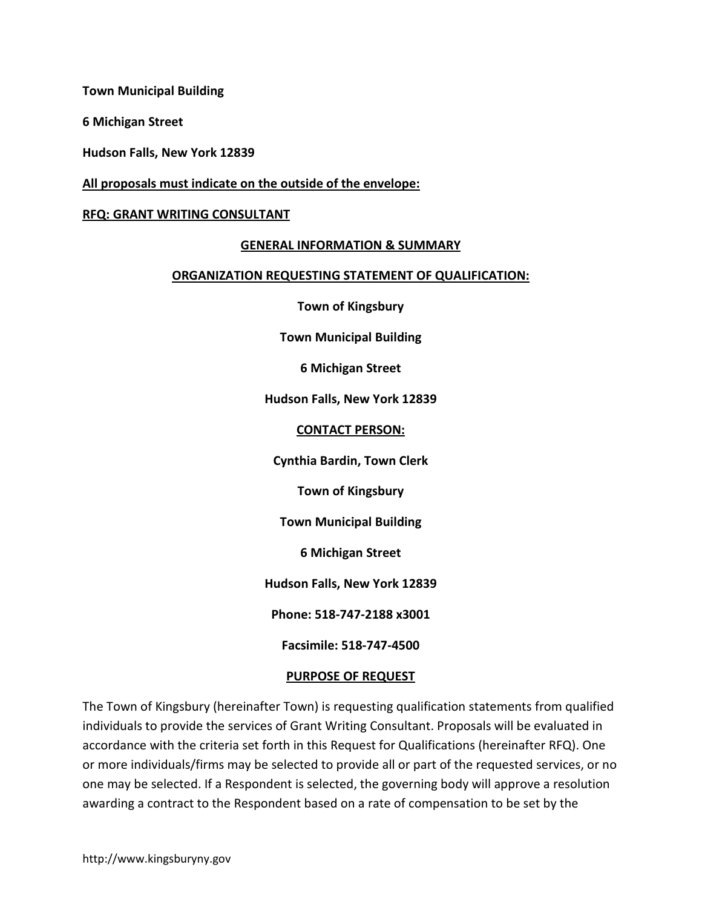**Town Municipal Building**

**6 Michigan Street**

**Hudson Falls, New York 12839**

**All proposals must indicate on the outside of the envelope:**

**RFQ: GRANT WRITING CONSULTANT**

## GENERAL INFORMATION & SUMMARY

### ORGANIZATION REQUESTING STATEMENT OF QUALIFICATION:

**Town of Kingsbury**

**Town Municipal Building**

**6 Michigan Street**

**Hudson Falls, New York 12839**

### CONTACT PERSON:

**Cynthia Bardin, Town Clerk**

**Town of Kingsbury**

**Town Municipal Building**

**6 Michigan Street**

**Hudson Falls, New York 12839**

**Phone: 518-747-2188 x3001**

**Facsimile: 518-747-4500**

## PURPOSE OF REQUEST

The Town of Kingsbury (hereinafter Town) is requesting qualification statements from qualified individuals to provide the services of Grant Writing Consultant. Proposals will be evaluated in accordance with the criteria set forth in this Request for Qualifications (hereinafter RFQ). One or more individuals/firms may be selected to provide all or part of the requested services, or no one may be selected. If a Respondent is selected, the governing body will approve a resolution awarding a contract to the Respondent based on a rate of compensation to be set by the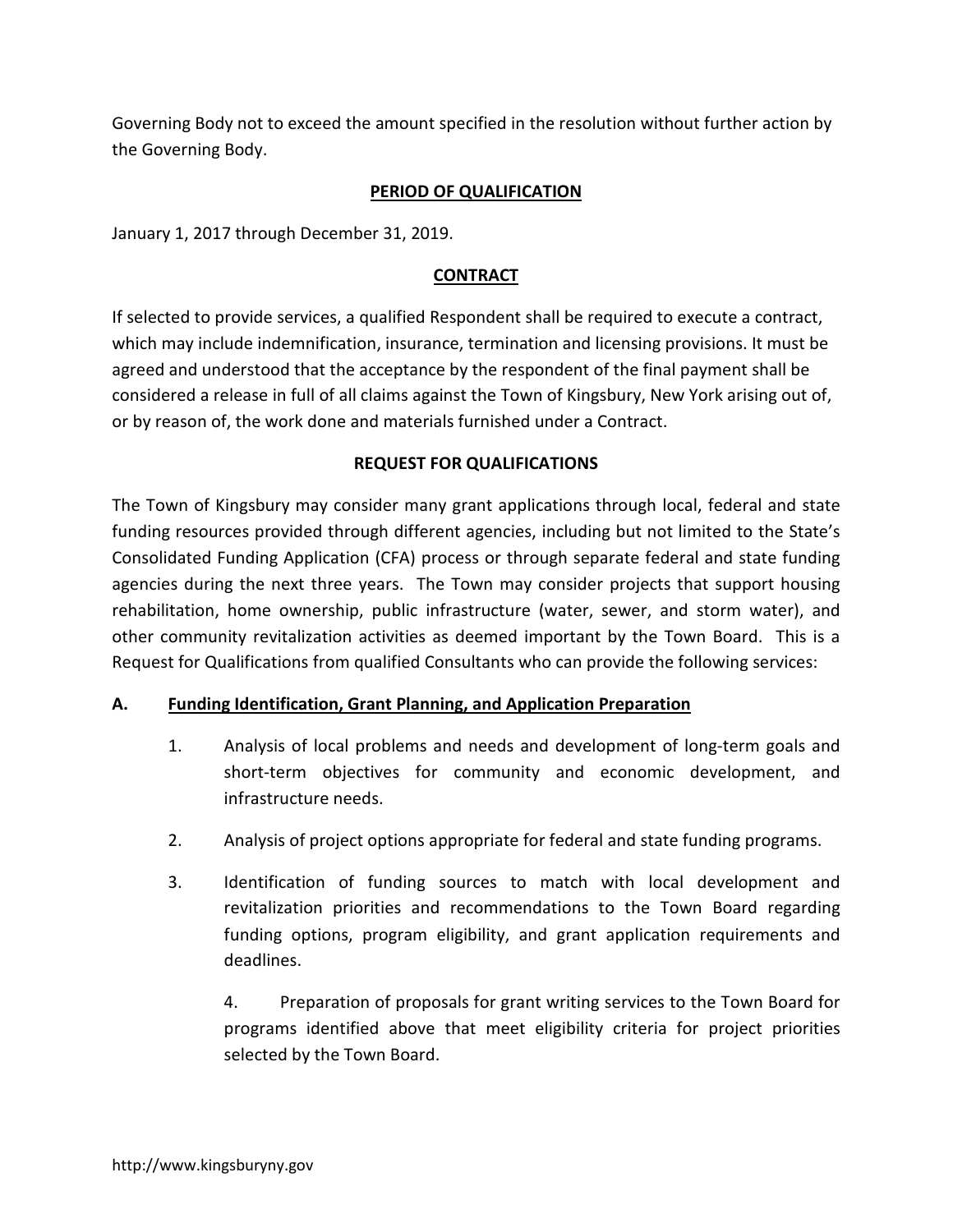Governing Body not to exceed the amount specified in the resolution without further action by the Governing Body.

## PERIOD OF QUALIFICATION

January 1, 2017 through December 31, 2019.

## CONTRACT

If selected to provide services, a qualified Respondent shall be required to execute a contract, which may include indemnification, insurance, termination and licensing provisions. It must be agreed and understood that the acceptance by the respondent of the final payment shall be considered a release in full of all claims against the Town of Kingsbury, New York arising out of, or by reason of, the work done and materials furnished under a Contract.

## REQUEST FOR QUALIFICATIONS

The Town of Kingsbury may consider many grant applications through local, federal and state funding resources provided through different agencies, including but not limited to the State's Consolidated Funding Application (CFA) process or through separate federal and state funding agencies during the next three years. The Town may consider projects that support housing rehabilitation, home ownership, public infrastructure (water, sewer, and storm water), and other community revitalization activities as deemed important by the Town Board. This is a Request for Qualifications from qualified Consultants who can provide the following services:

### A. Funding Identification, Grant Planning, and Application Preparation

1. Analysis of local problems and needs and development of long-term goals and short-term objectives for community and economic development, and infrastructure needs.
2. Analysis of project options appropriate for federal and state funding programs.
3. Identification of funding sources to match with local development and revitalization priorities and recommendations to the Town Board regarding funding options, program eligibility, and grant application requirements and deadlines.
4. Preparation of proposals for grant writing services to the Town Board for programs identified above that meet eligibility criteria for project priorities selected by the Town Board.

http://www.kingsburyny.gov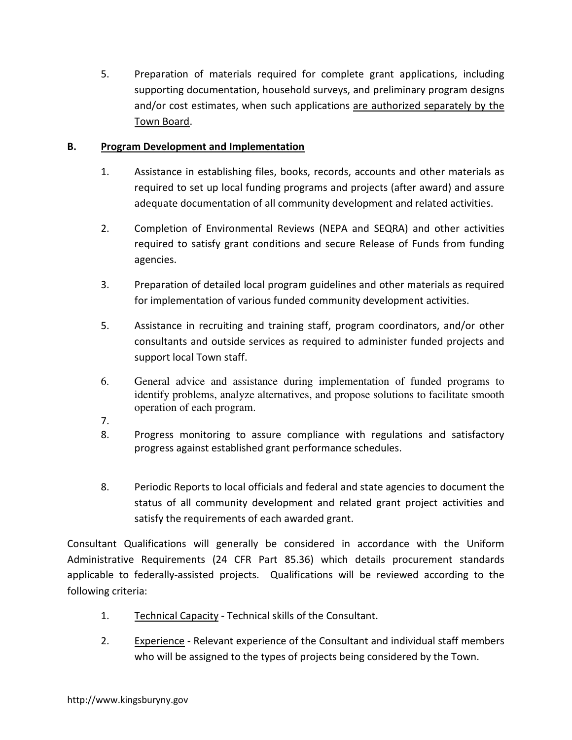5. Preparation of materials required for complete grant applications, including supporting documentation, household surveys, and preliminary program designs and/or cost estimates, when such applications <u>are authorized separately by the Town Board</u>.

**B. <u>Program Development and Implementation</u>**

1. Assistance in establishing files, books, records, accounts and other materials as required to set up local funding programs and projects (after award) and assure adequate documentation of all community development and related activities.

2. Completion of Environmental Reviews (NEPA and SEQRA) and other activities required to satisfy grant conditions and secure Release of Funds from funding agencies.

3. Preparation of detailed local program guidelines and other materials as required for implementation of various funded community development activities.

5. Assistance in recruiting and training staff, program coordinators, and/or other consultants and outside services as required to administer funded projects and support local Town staff.

6. General advice and assistance during implementation of funded programs to identify problems, analyze alternatives, and propose solutions to facilitate smooth operation of each program.

7.

8. Progress monitoring to assure compliance with regulations and satisfactory progress against established grant performance schedules.

8. Periodic Reports to local officials and federal and state agencies to document the status of all community development and related grant project activities and satisfy the requirements of each awarded grant.

Consultant Qualifications will generally be considered in accordance with the Uniform Administrative Requirements (24 CFR Part 85.36) which details procurement standards applicable to federally-assisted projects. Qualifications will be reviewed according to the following criteria:

1. <u>Technical Capacity</u> - Technical skills of the Consultant.

2. <u>Experience</u> - Relevant experience of the Consultant and individual staff members who will be assigned to the types of projects being considered by the Town.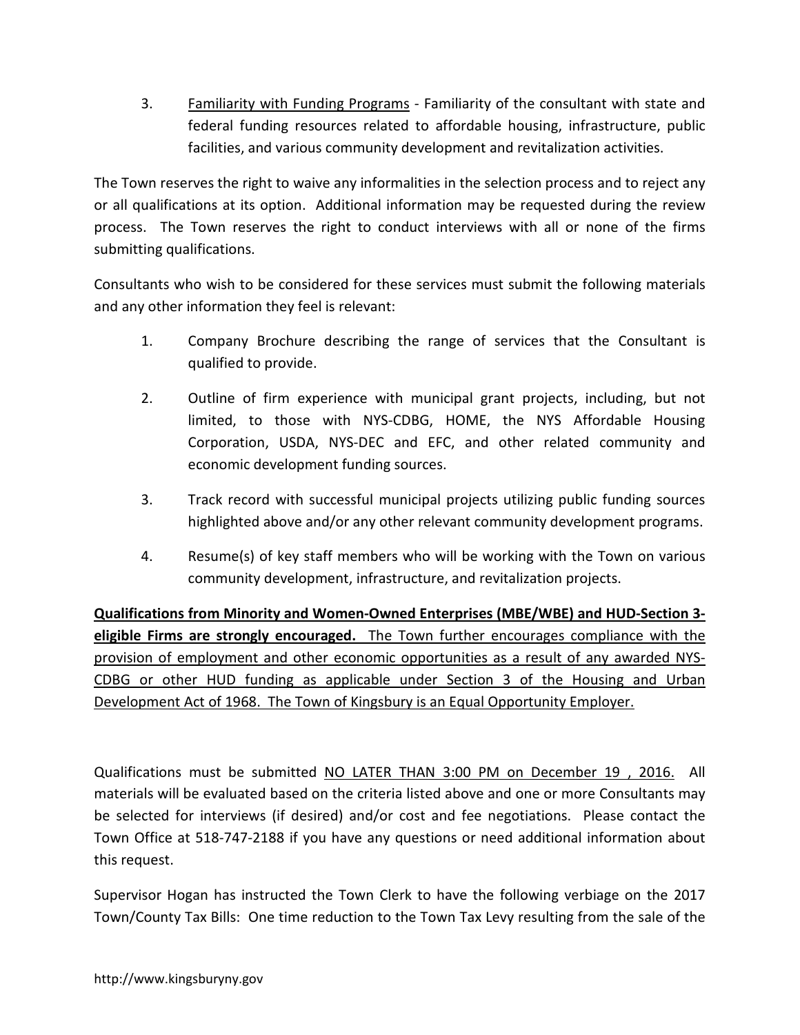3. Familiarity with Funding Programs - Familiarity of the consultant with state and federal funding resources related to affordable housing, infrastructure, public facilities, and various community development and revitalization activities.

The Town reserves the right to waive any informalities in the selection process and to reject any or all qualifications at its option. Additional information may be requested during the review process. The Town reserves the right to conduct interviews with all or none of the firms submitting qualifications.

Consultants who wish to be considered for these services must submit the following materials and any other information they feel is relevant:

1. Company Brochure describing the range of services that the Consultant is qualified to provide.
2. Outline of firm experience with municipal grant projects, including, but not limited, to those with NYS-CDBG, HOME, the NYS Affordable Housing Corporation, USDA, NYS-DEC and EFC, and other related community and economic development funding sources.
3. Track record with successful municipal projects utilizing public funding sources highlighted above and/or any other relevant community development programs.
4. Resume(s) of key staff members who will be working with the Town on various community development, infrastructure, and revitalization projects.

**Qualifications from Minority and Women-Owned Enterprises (MBE/WBE) and HUD-Section 3-eligible Firms are strongly encouraged.** The Town further encourages compliance with the provision of employment and other economic opportunities as a result of any awarded NYS-CDBG or other HUD funding as applicable under Section 3 of the Housing and Urban Development Act of 1968. The Town of Kingsbury is an Equal Opportunity Employer.

Qualifications must be submitted NO LATER THAN 3:00 PM on December 19 , 2016. All materials will be evaluated based on the criteria listed above and one or more Consultants may be selected for interviews (if desired) and/or cost and fee negotiations. Please contact the Town Office at 518-747-2188 if you have any questions or need additional information about this request.

Supervisor Hogan has instructed the Town Clerk to have the following verbiage on the 2017 Town/County Tax Bills: One time reduction to the Town Tax Levy resulting from the sale of the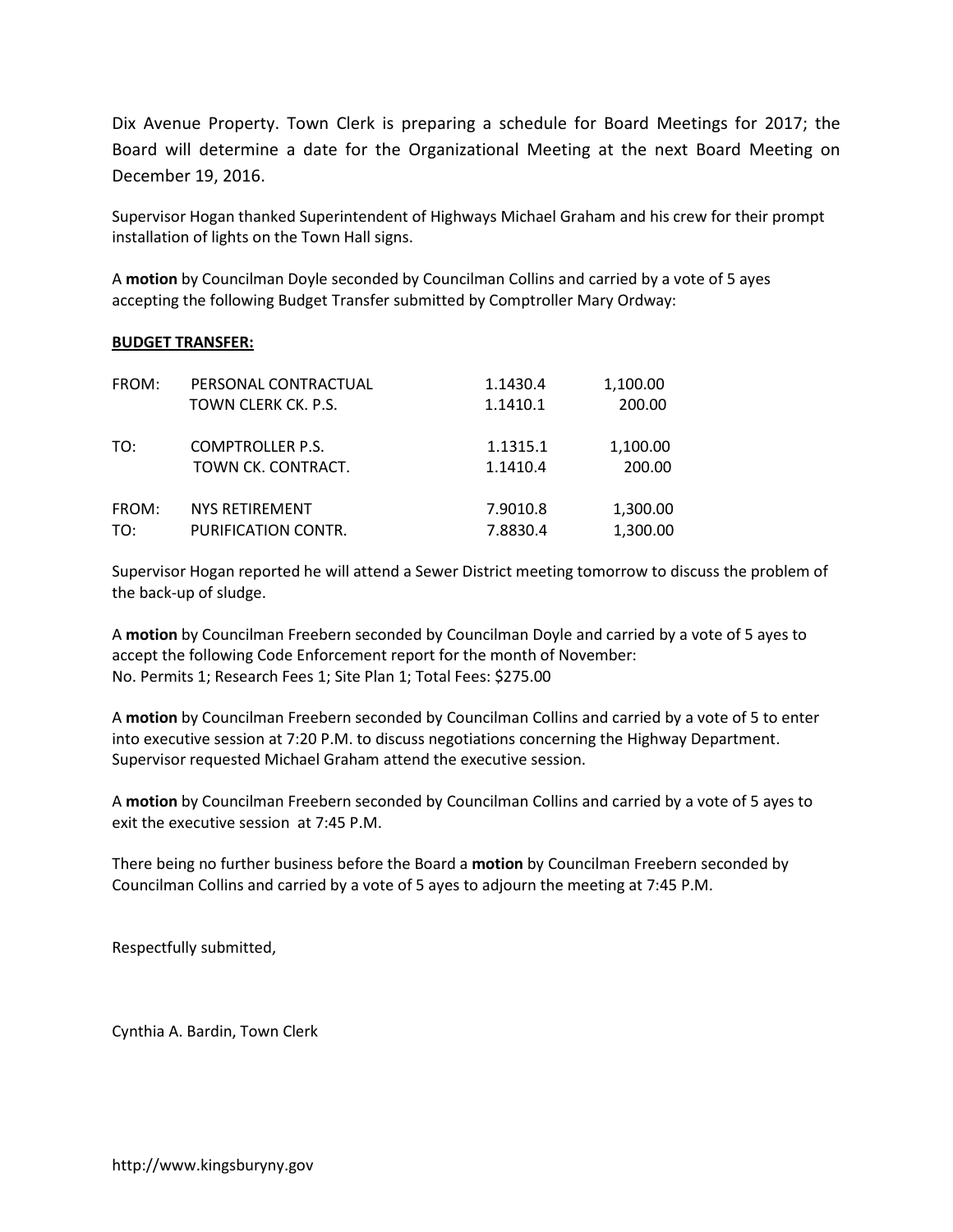Dix Avenue Property. Town Clerk is preparing a schedule for Board Meetings for 2017; the Board will determine a date for the Organizational Meeting at the next Board Meeting on December 19, 2016.

Supervisor Hogan thanked Superintendent of Highways Michael Graham and his crew for their prompt installation of lights on the Town Hall signs.

A **motion** by Councilman Doyle seconded by Councilman Collins and carried by a vote of 5 ayes accepting the following Budget Transfer submitted by Comptroller Mary Ordway:

**BUDGET TRANSFER:**

| | | | |
|---|---|---|---|
| FROM: | PERSONAL CONTRACTUAL | 1.1430.4 | 1,100.00 |
| | TOWN CLERK CK. P.S. | 1.1410.1 | 200.00 |
| TO: | COMPTROLLER P.S. | 1.1315.1 | 1,100.00 |
| | TOWN CK. CONTRACT. | 1.1410.4 | 200.00 |
| FROM: | NYS RETIREMENT | 7.9010.8 | 1,300.00 |
| TO: | PURIFICATION CONTR. | 7.8830.4 | 1,300.00 |

Supervisor Hogan reported he will attend a Sewer District meeting tomorrow to discuss the problem of the back-up of sludge.

A **motion** by Councilman Freebern seconded by Councilman Doyle and carried by a vote of 5 ayes to accept the following Code Enforcement report for the month of November:
No. Permits 1; Research Fees 1; Site Plan 1; Total Fees: $275.00

A **motion** by Councilman Freebern seconded by Councilman Collins and carried by a vote of 5 to enter into executive session at 7:20 P.M. to discuss negotiations concerning the Highway Department. Supervisor requested Michael Graham attend the executive session.

A **motion** by Councilman Freebern seconded by Councilman Collins and carried by a vote of 5 ayes to exit the executive session at 7:45 P.M.

There being no further business before the Board a **motion** by Councilman Freebern seconded by Councilman Collins and carried by a vote of 5 ayes to adjourn the meeting at 7:45 P.M.

Respectfully submitted,

Cynthia A. Bardin, Town Clerk